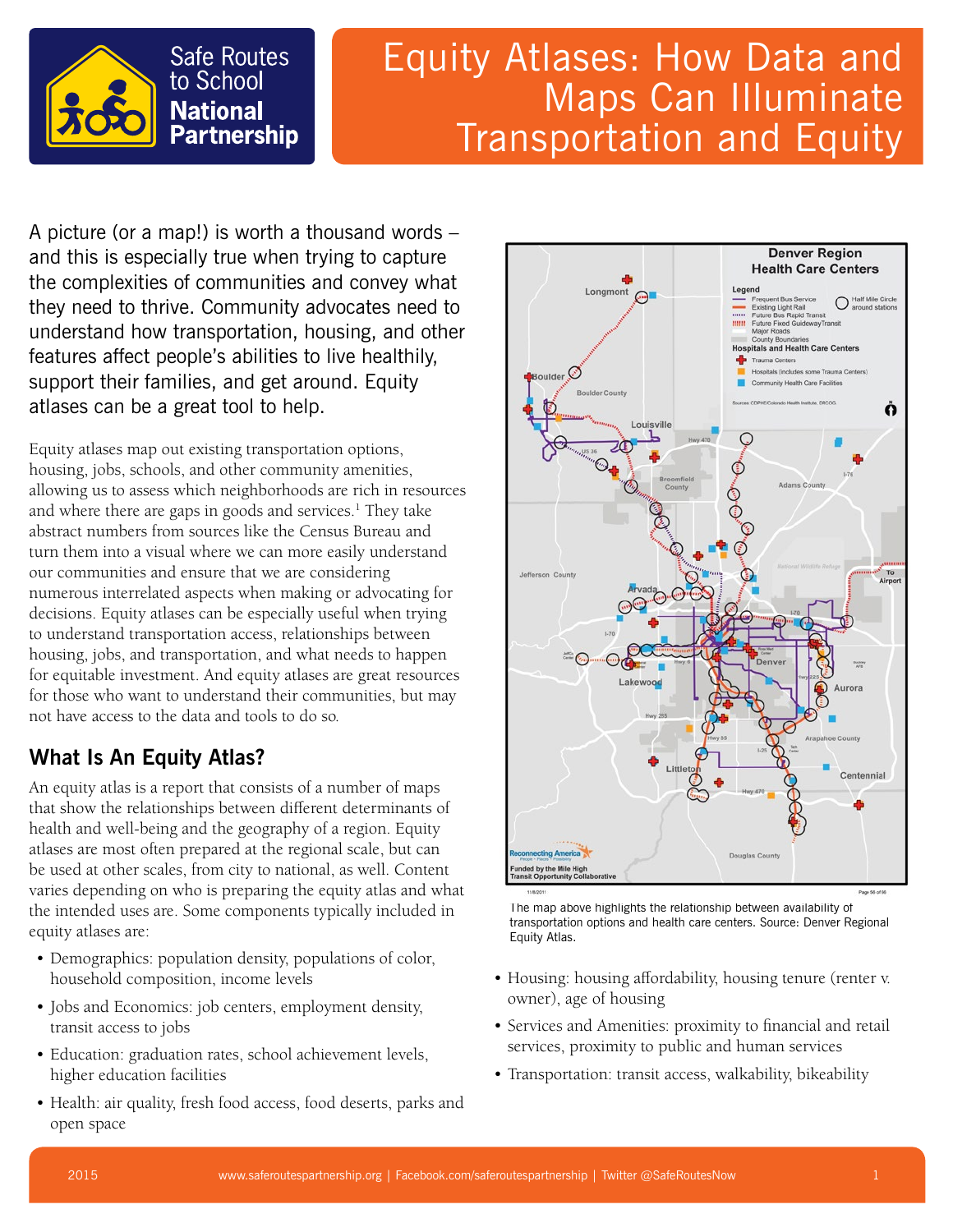Safe Routes to School **National Partnership**

# Equity Atlases: How Data and Maps Can Illuminate Transportation and Equity

A picture (or a map!) is worth a thousand words – and this is especially true when trying to capture the complexities of communities and convey what they need to thrive. Community advocates need to understand how transportation, housing, and other features affect people's abilities to live healthily, support their families, and get around. Equity atlases can be a great tool to help.

Equity atlases map out existing transportation options, housing, jobs, schools, and other community amenities, allowing us to assess which neighborhoods are rich in resources and where there are gaps in goods and services.[1] They take abstract numbers from sources like the Census Bureau and turn them into a visual where we can more easily understand our communities and ensure that we are considering numerous interrelated aspects when making or advocating for decisions. Equity atlases can be especially useful when trying to understand transportation access, relationships between housing, jobs, and transportation, and what needs to happen for equitable investment. And equity atlases are great resources for those who want to understand their communities, but may not have access to the data and tools to do so.

## What Is An Equity Atlas?

An equity atlas is a report that consists of a number of maps that show the relationships between different determinants of health and well-being and the geography of a region. Equity atlases are most often prepared at the regional scale, but can be used at other scales, from city to national, as well. Content varies depending on who is preparing the equity atlas and what the intended uses are. Some components typically included in equity atlases are:

- Demographics: population density, populations of color, household composition, income levels
- Jobs and Economics: job centers, employment density, transit access to jobs
- Education: graduation rates, school achievement levels, higher education facilities
- Health: air quality, fresh food access, food deserts, parks and open space
- Housing: housing affordability, housing tenure (renter v. owner), age of housing
- Services and Amenities: proximity to financial and retail services, proximity to public and human services
- Transportation: transit access, walkability, bikeability

The map above highlights the relationship between availability of transportation options and health care centers. Source: Denver Regional Equity Atlas.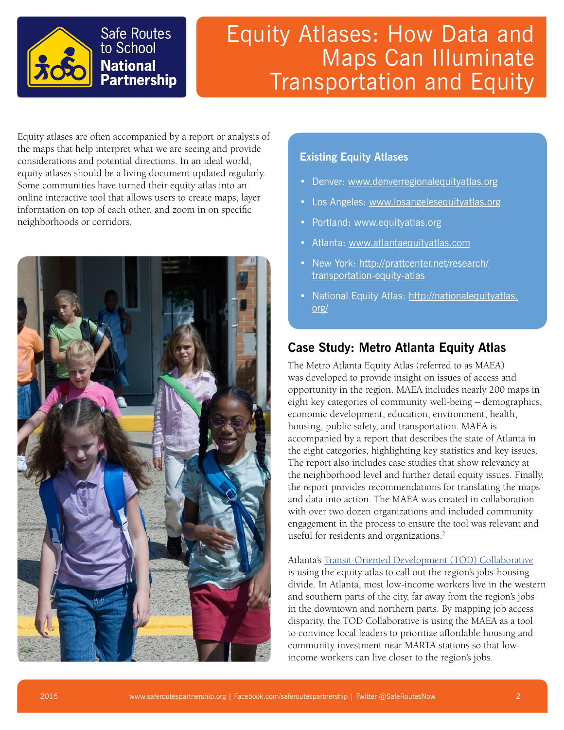Equity atlases are often accompanied by a report or analysis of the maps that help interpret what we are seeing and provide considerations and potential directions. In an ideal world, equity atlases should be a living document updated regularly. Some communities have turned their equity atlas into an online interactive tool that allows users to create maps, layer information on top of each other, and zoom in on specific neighborhoods or corridors.

### Existing Equity Atlases

- Denver: www.denverregionalequityatlas.org
- Los Angeles: www.losangelesequityatlas.org
- Portland: www.equityatlas.org
- Atlanta: www.atlantaequityatlas.com
- New York: http://prattcenter.net/research/transportation-equity-atlas
- National Equity Atlas: http://nationalequityatlas.org/

## Case Study: Metro Atlanta Equity Atlas

The Metro Atlanta Equity Atlas (referred to as MAEA) was developed to provide insight on issues of access and opportunity in the region. MAEA includes nearly 200 maps in eight key categories of community well-being – demographics, economic development, education, environment, health, housing, public safety, and transportation. MAEA is accompanied by a report that describes the state of Atlanta in the eight categories, highlighting key statistics and key issues. The report also includes case studies that show relevancy at the neighborhood level and further detail equity issues. Finally, the report provides recommendations for translating the maps and data into action. The MAEA was created in collaboration with over two dozen organizations and included community engagement in the process to ensure the tool was relevant and useful for residents and organizations.[2]

Atlanta's Transit-Oriented Development (TOD) Collaborative is using the equity atlas to call out the region's jobs-housing divide. In Atlanta, most low-income workers live in the western and southern parts of the city, far away from the region's jobs in the downtown and northern parts. By mapping job access disparity, the TOD Collaborative is using the MAEA as a tool to convince local leaders to prioritize affordable housing and community investment near MARTA stations so that low-income workers can live closer to the region's jobs.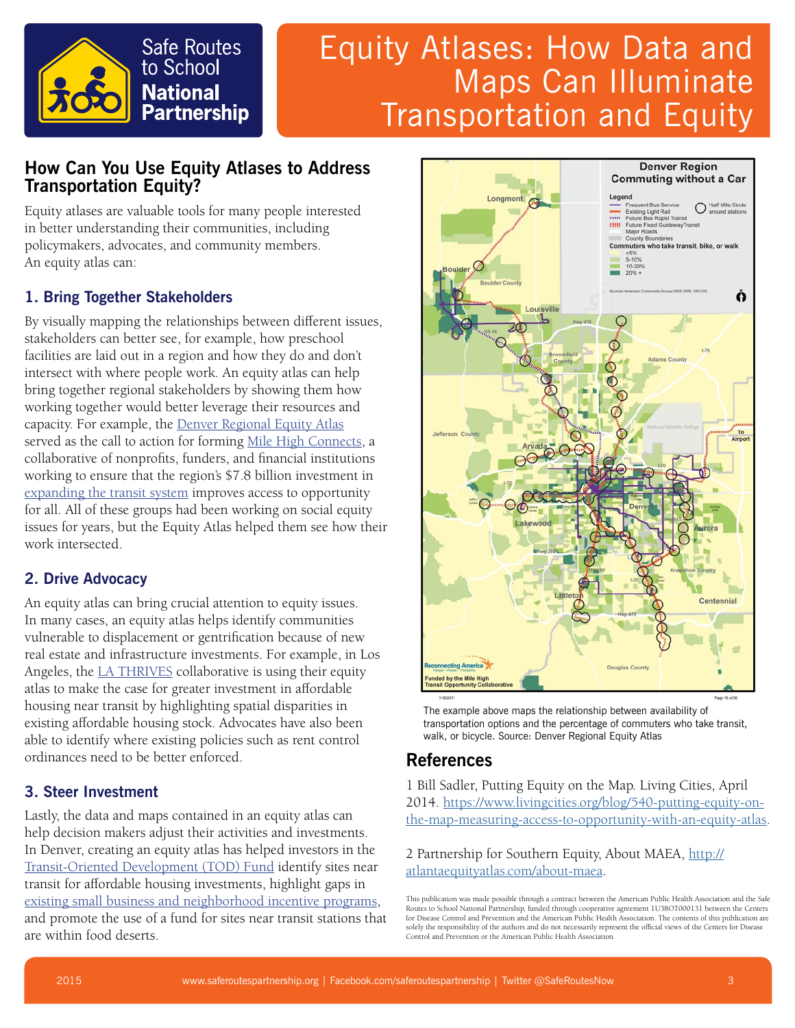# Equity Atlases: How Data and Maps Can Illuminate Transportation and Equity

## How Can You Use Equity Atlases to Address Transportation Equity?

Equity atlases are valuable tools for many people interested in better understanding their communities, including policymakers, advocates, and community members. An equity atlas can:

### 1. Bring Together Stakeholders

By visually mapping the relationships between different issues, stakeholders can better see, for example, how preschool facilities are laid out in a region and how they do and don't intersect with where people work. An equity atlas can help bring together regional stakeholders by showing them how working together would better leverage their resources and capacity. For example, the Denver Regional Equity Atlas served as the call to action for forming Mile High Connects, a collaborative of nonprofits, funders, and financial institutions working to ensure that the region's $7.8 billion investment in expanding the transit system improves access to opportunity for all. All of these groups had been working on social equity issues for years, but the Equity Atlas helped them see how their work intersected.

### 2. Drive Advocacy

An equity atlas can bring crucial attention to equity issues. In many cases, an equity atlas helps identify communities vulnerable to displacement or gentrification because of new real estate and infrastructure investments. For example, in Los Angeles, the LA THRIVES collaborative is using their equity atlas to make the case for greater investment in affordable housing near transit by highlighting spatial disparities in existing affordable housing stock. Advocates have also been able to identify where existing policies such as rent control ordinances need to be better enforced.

### 3. Steer Investment

Lastly, the data and maps contained in an equity atlas can help decision makers adjust their activities and investments. In Denver, creating an equity atlas has helped investors in the Transit-Oriented Development (TOD) Fund identify sites near transit for affordable housing investments, highlight gaps in existing small business and neighborhood incentive programs, and promote the use of a fund for sites near transit stations that are within food deserts.

Denver Region
Commuting without a Car

The example above maps the relationship between availability of transportation options and the percentage of commuters who take transit, walk, or bicycle. Source: Denver Regional Equity Atlas

## References

1 Bill Sadler, Putting Equity on the Map. Living Cities, April 2014. https://www.livingcities.org/blog/540-putting-equity-on-the-map-measuring-access-to-opportunity-with-an-equity-atlas.

2 Partnership for Southern Equity, About MAEA, http://atlantaequityatlas.com/about-maea.

This publication was made possible through a contract between the American Public Health Association and the Safe Routes to School National Partnership, funded through cooperative agreement 1U38OT000131 between the Centers for Disease Control and Prevention and the American Public Health Association. The contents of this publication are solely the responsibility of the authors and do not necessarily represent the official views of the Centers for Disease Control and Prevention or the American Public Health Association.